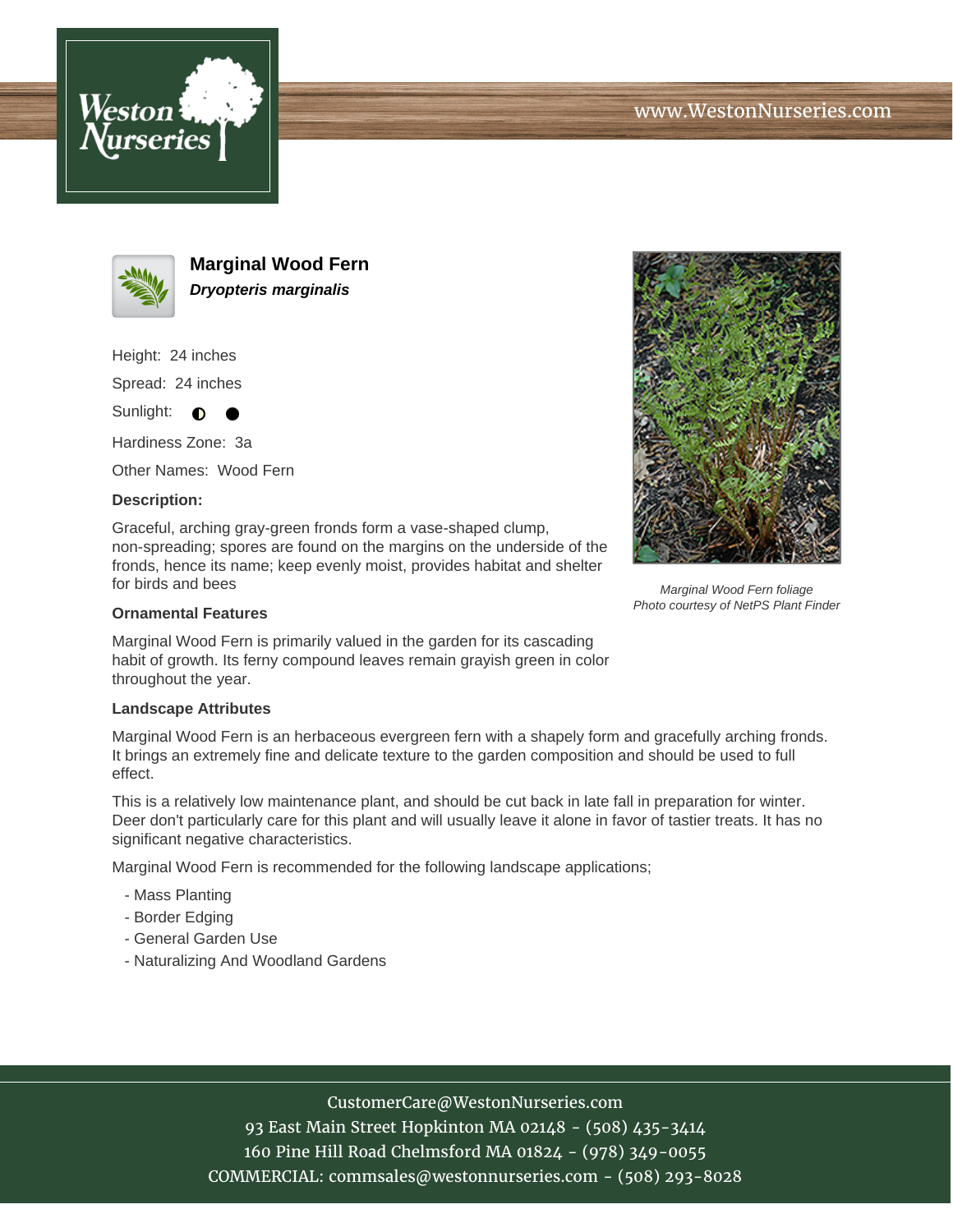# Marginal Wood Fern

***Dryopteris marginalis***

Height: 24 inches

Spread: 24 inches

Sunlight: ◐ ●

Hardiness Zone: 3a

Other Names: Wood Fern

**Description:**

Graceful, arching gray-green fronds form a vase-shaped clump, non-spreading; spores are found on the margins on the underside of the fronds, hence its name; keep evenly moist, provides habitat and shelter for birds and bees

*Marginal Wood Fern foliage*
*Photo courtesy of NetPS Plant Finder*

**Ornamental Features**

Marginal Wood Fern is primarily valued in the garden for its cascading habit of growth. Its ferny compound leaves remain grayish green in color throughout the year.

**Landscape Attributes**

Marginal Wood Fern is an herbaceous evergreen fern with a shapely form and gracefully arching fronds. It brings an extremely fine and delicate texture to the garden composition and should be used to full effect.

This is a relatively low maintenance plant, and should be cut back in late fall in preparation for winter. Deer don't particularly care for this plant and will usually leave it alone in favor of tastier treats. It has no significant negative characteristics.

Marginal Wood Fern is recommended for the following landscape applications;

- Mass Planting
- Border Edging
- General Garden Use
- Naturalizing And Woodland Gardens

CustomerCare@WestonNurseries.com
93 East Main Street Hopkinton MA 02148 - (508) 435-3414
160 Pine Hill Road Chelmsford MA 01824 - (978) 349-0055
COMMERCIAL: commsales@westonnurseries.com - (508) 293-8028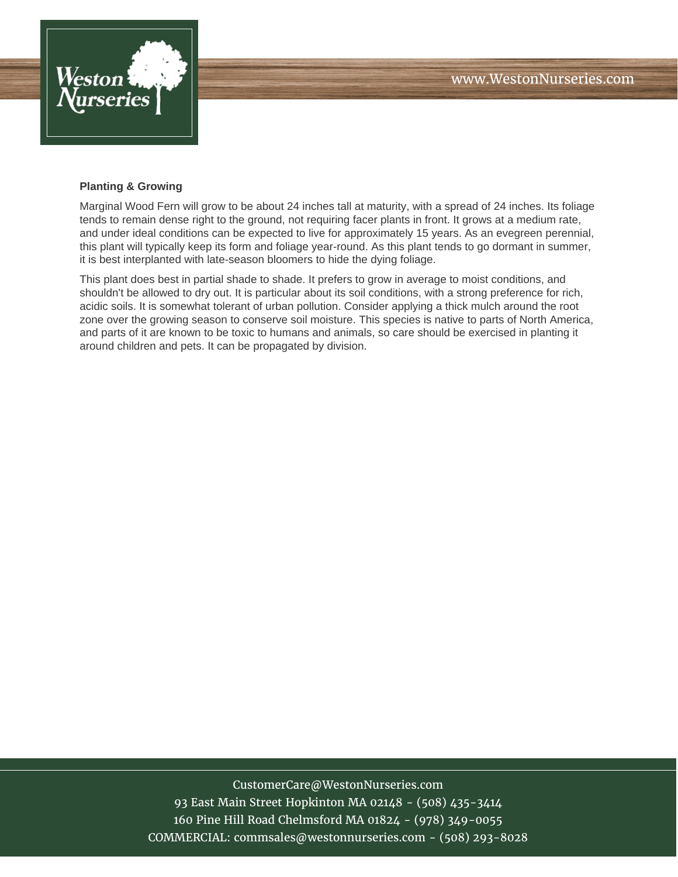### Planting & Growing

Marginal Wood Fern will grow to be about 24 inches tall at maturity, with a spread of 24 inches. Its foliage tends to remain dense right to the ground, not requiring facer plants in front. It grows at a medium rate, and under ideal conditions can be expected to live for approximately 15 years. As an evegreen perennial, this plant will typically keep its form and foliage year-round. As this plant tends to go dormant in summer, it is best interplanted with late-season bloomers to hide the dying foliage.

This plant does best in partial shade to shade. It prefers to grow in average to moist conditions, and shouldn't be allowed to dry out. It is particular about its soil conditions, with a strong preference for rich, acidic soils. It is somewhat tolerant of urban pollution. Consider applying a thick mulch around the root zone over the growing season to conserve soil moisture. This species is native to parts of North America, and parts of it are known to be toxic to humans and animals, so care should be exercised in planting it around children and pets. It can be propagated by division.